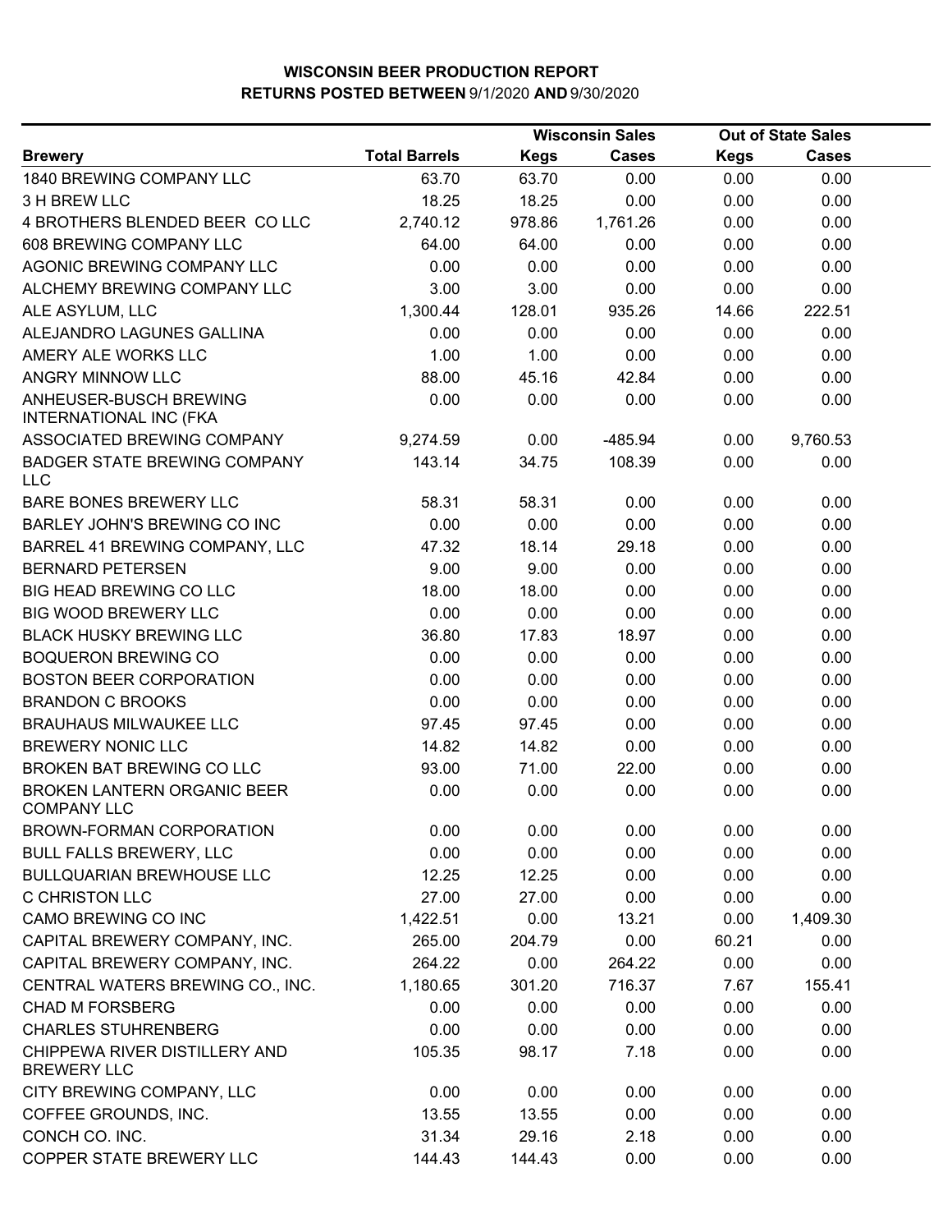# WISCONSIN BEER PRODUCTION REPORT
## RETURNS POSTED BETWEEN 9/1/2020 AND 9/30/2020

| | | Wisconsin Sales | | Out of State Sales | |
|---|---|---|---|---|---|
| **Brewery** | **Total Barrels** | **Kegs** | **Cases** | **Kegs** | **Cases** |
| 1840 BREWING COMPANY LLC | 63.70 | 63.70 | 0.00 | 0.00 | 0.00 |
| 3 H BREW LLC | 18.25 | 18.25 | 0.00 | 0.00 | 0.00 |
| 4 BROTHERS BLENDED BEER CO LLC | 2,740.12 | 978.86 | 1,761.26 | 0.00 | 0.00 |
| 608 BREWING COMPANY LLC | 64.00 | 64.00 | 0.00 | 0.00 | 0.00 |
| AGONIC BREWING COMPANY LLC | 0.00 | 0.00 | 0.00 | 0.00 | 0.00 |
| ALCHEMY BREWING COMPANY LLC | 3.00 | 3.00 | 0.00 | 0.00 | 0.00 |
| ALE ASYLUM, LLC | 1,300.44 | 128.01 | 935.26 | 14.66 | 222.51 |
| ALEJANDRO LAGUNES GALLINA | 0.00 | 0.00 | 0.00 | 0.00 | 0.00 |
| AMERY ALE WORKS LLC | 1.00 | 1.00 | 0.00 | 0.00 | 0.00 |
| ANGRY MINNOW LLC | 88.00 | 45.16 | 42.84 | 0.00 | 0.00 |
| ANHEUSER-BUSCH BREWING INTERNATIONAL INC (FKA | 0.00 | 0.00 | 0.00 | 0.00 | 0.00 |
| ASSOCIATED BREWING COMPANY | 9,274.59 | 0.00 | -485.94 | 0.00 | 9,760.53 |
| BADGER STATE BREWING COMPANY LLC | 143.14 | 34.75 | 108.39 | 0.00 | 0.00 |
| BARE BONES BREWERY LLC | 58.31 | 58.31 | 0.00 | 0.00 | 0.00 |
| BARLEY JOHN'S BREWING CO INC | 0.00 | 0.00 | 0.00 | 0.00 | 0.00 |
| BARREL 41 BREWING COMPANY, LLC | 47.32 | 18.14 | 29.18 | 0.00 | 0.00 |
| BERNARD PETERSEN | 9.00 | 9.00 | 0.00 | 0.00 | 0.00 |
| BIG HEAD BREWING CO LLC | 18.00 | 18.00 | 0.00 | 0.00 | 0.00 |
| BIG WOOD BREWERY LLC | 0.00 | 0.00 | 0.00 | 0.00 | 0.00 |
| BLACK HUSKY BREWING LLC | 36.80 | 17.83 | 18.97 | 0.00 | 0.00 |
| BOQUERON BREWING CO | 0.00 | 0.00 | 0.00 | 0.00 | 0.00 |
| BOSTON BEER CORPORATION | 0.00 | 0.00 | 0.00 | 0.00 | 0.00 |
| BRANDON C BROOKS | 0.00 | 0.00 | 0.00 | 0.00 | 0.00 |
| BRAUHAUS MILWAUKEE LLC | 97.45 | 97.45 | 0.00 | 0.00 | 0.00 |
| BREWERY NONIC LLC | 14.82 | 14.82 | 0.00 | 0.00 | 0.00 |
| BROKEN BAT BREWING CO LLC | 93.00 | 71.00 | 22.00 | 0.00 | 0.00 |
| BROKEN LANTERN ORGANIC BEER COMPANY LLC | 0.00 | 0.00 | 0.00 | 0.00 | 0.00 |
| BROWN-FORMAN CORPORATION | 0.00 | 0.00 | 0.00 | 0.00 | 0.00 |
| BULL FALLS BREWERY, LLC | 0.00 | 0.00 | 0.00 | 0.00 | 0.00 |
| BULLQUARIAN BREWHOUSE LLC | 12.25 | 12.25 | 0.00 | 0.00 | 0.00 |
| C CHRISTON LLC | 27.00 | 27.00 | 0.00 | 0.00 | 0.00 |
| CAMO BREWING CO INC | 1,422.51 | 0.00 | 13.21 | 0.00 | 1,409.30 |
| CAPITAL BREWERY COMPANY, INC. | 265.00 | 204.79 | 0.00 | 60.21 | 0.00 |
| CAPITAL BREWERY COMPANY, INC. | 264.22 | 0.00 | 264.22 | 0.00 | 0.00 |
| CENTRAL WATERS BREWING CO., INC. | 1,180.65 | 301.20 | 716.37 | 7.67 | 155.41 |
| CHAD M FORSBERG | 0.00 | 0.00 | 0.00 | 0.00 | 0.00 |
| CHARLES STUHRENBERG | 0.00 | 0.00 | 0.00 | 0.00 | 0.00 |
| CHIPPEWA RIVER DISTILLERY AND BREWERY LLC | 105.35 | 98.17 | 7.18 | 0.00 | 0.00 |
| CITY BREWING COMPANY, LLC | 0.00 | 0.00 | 0.00 | 0.00 | 0.00 |
| COFFEE GROUNDS, INC. | 13.55 | 13.55 | 0.00 | 0.00 | 0.00 |
| CONCH CO. INC. | 31.34 | 29.16 | 2.18 | 0.00 | 0.00 |
| COPPER STATE BREWERY LLC | 144.43 | 144.43 | 0.00 | 0.00 | 0.00 |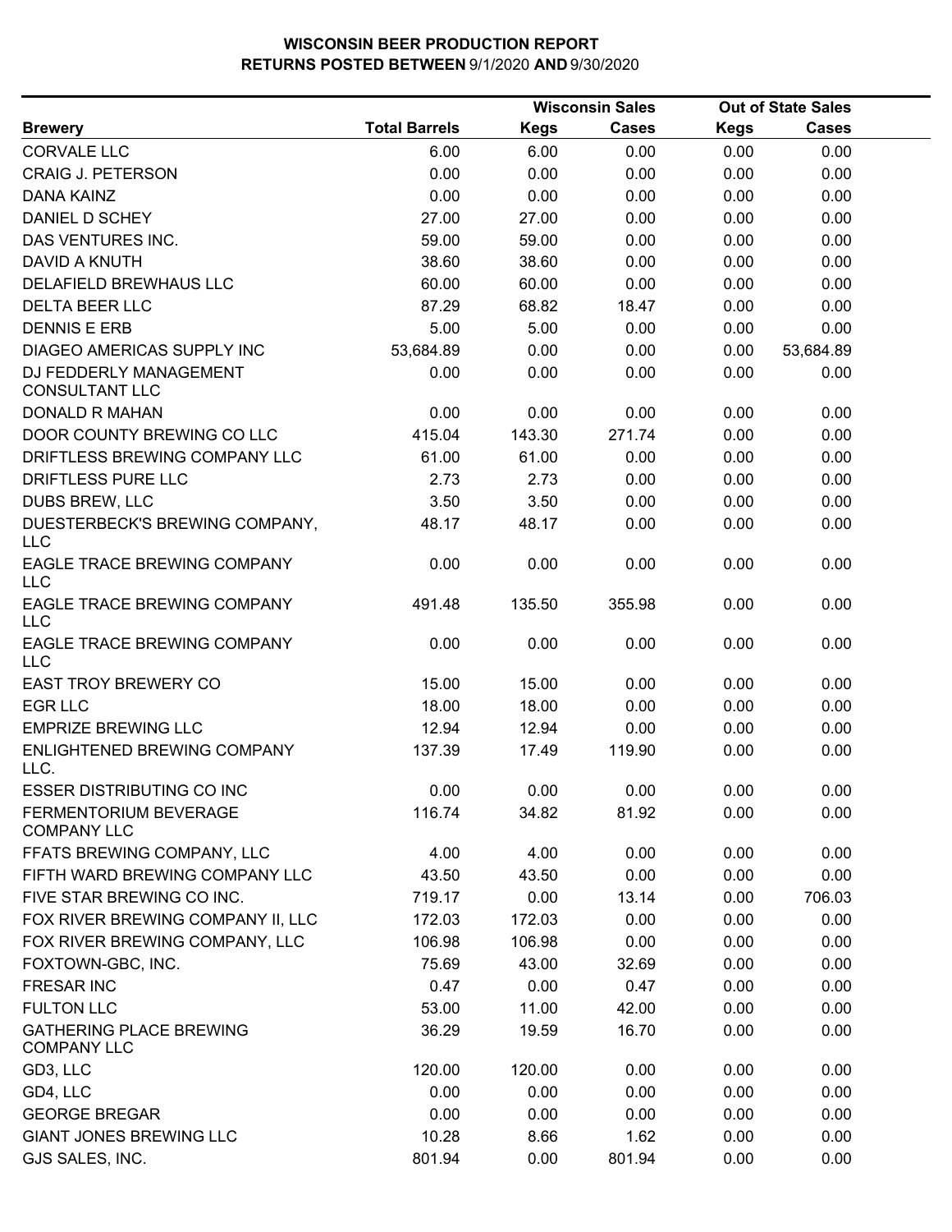# WISCONSIN BEER PRODUCTION REPORT
## RETURNS POSTED BETWEEN 9/1/2020 AND 9/30/2020

| Brewery | Total Barrels | Wisconsin Sales | | Out of State Sales | |
|---|---|---|---|---|---|
| | | Kegs | Cases | Kegs | Cases |
| CORVALE LLC | 6.00 | 6.00 | 0.00 | 0.00 | 0.00 |
| CRAIG J. PETERSON | 0.00 | 0.00 | 0.00 | 0.00 | 0.00 |
| DANA KAINZ | 0.00 | 0.00 | 0.00 | 0.00 | 0.00 |
| DANIEL D SCHEY | 27.00 | 27.00 | 0.00 | 0.00 | 0.00 |
| DAS VENTURES INC. | 59.00 | 59.00 | 0.00 | 0.00 | 0.00 |
| DAVID A KNUTH | 38.60 | 38.60 | 0.00 | 0.00 | 0.00 |
| DELAFIELD BREWHAUS LLC | 60.00 | 60.00 | 0.00 | 0.00 | 0.00 |
| DELTA BEER LLC | 87.29 | 68.82 | 18.47 | 0.00 | 0.00 |
| DENNIS E ERB | 5.00 | 5.00 | 0.00 | 0.00 | 0.00 |
| DIAGEO AMERICAS SUPPLY INC | 53,684.89 | 0.00 | 0.00 | 0.00 | 53,684.89 |
| DJ FEDDERLY MANAGEMENT CONSULTANT LLC | 0.00 | 0.00 | 0.00 | 0.00 | 0.00 |
| DONALD R MAHAN | 0.00 | 0.00 | 0.00 | 0.00 | 0.00 |
| DOOR COUNTY BREWING CO LLC | 415.04 | 143.30 | 271.74 | 0.00 | 0.00 |
| DRIFTLESS BREWING COMPANY LLC | 61.00 | 61.00 | 0.00 | 0.00 | 0.00 |
| DRIFTLESS PURE LLC | 2.73 | 2.73 | 0.00 | 0.00 | 0.00 |
| DUBS BREW, LLC | 3.50 | 3.50 | 0.00 | 0.00 | 0.00 |
| DUESTERBECK'S BREWING COMPANY, LLC | 48.17 | 48.17 | 0.00 | 0.00 | 0.00 |
| EAGLE TRACE BREWING COMPANY LLC | 0.00 | 0.00 | 0.00 | 0.00 | 0.00 |
| EAGLE TRACE BREWING COMPANY LLC | 491.48 | 135.50 | 355.98 | 0.00 | 0.00 |
| EAGLE TRACE BREWING COMPANY LLC | 0.00 | 0.00 | 0.00 | 0.00 | 0.00 |
| EAST TROY BREWERY CO | 15.00 | 15.00 | 0.00 | 0.00 | 0.00 |
| EGR LLC | 18.00 | 18.00 | 0.00 | 0.00 | 0.00 |
| EMPRIZE BREWING LLC | 12.94 | 12.94 | 0.00 | 0.00 | 0.00 |
| ENLIGHTENED BREWING COMPANY LLC. | 137.39 | 17.49 | 119.90 | 0.00 | 0.00 |
| ESSER DISTRIBUTING CO INC | 0.00 | 0.00 | 0.00 | 0.00 | 0.00 |
| FERMENTORIUM BEVERAGE COMPANY LLC | 116.74 | 34.82 | 81.92 | 0.00 | 0.00 |
| FFATS BREWING COMPANY, LLC | 4.00 | 4.00 | 0.00 | 0.00 | 0.00 |
| FIFTH WARD BREWING COMPANY LLC | 43.50 | 43.50 | 0.00 | 0.00 | 0.00 |
| FIVE STAR BREWING CO INC. | 719.17 | 0.00 | 13.14 | 0.00 | 706.03 |
| FOX RIVER BREWING COMPANY II, LLC | 172.03 | 172.03 | 0.00 | 0.00 | 0.00 |
| FOX RIVER BREWING COMPANY, LLC | 106.98 | 106.98 | 0.00 | 0.00 | 0.00 |
| FOXTOWN-GBC, INC. | 75.69 | 43.00 | 32.69 | 0.00 | 0.00 |
| FRESAR INC | 0.47 | 0.00 | 0.47 | 0.00 | 0.00 |
| FULTON LLC | 53.00 | 11.00 | 42.00 | 0.00 | 0.00 |
| GATHERING PLACE BREWING COMPANY LLC | 36.29 | 19.59 | 16.70 | 0.00 | 0.00 |
| GD3, LLC | 120.00 | 120.00 | 0.00 | 0.00 | 0.00 |
| GD4, LLC | 0.00 | 0.00 | 0.00 | 0.00 | 0.00 |
| GEORGE BREGAR | 0.00 | 0.00 | 0.00 | 0.00 | 0.00 |
| GIANT JONES BREWING LLC | 10.28 | 8.66 | 1.62 | 0.00 | 0.00 |
| GJS SALES, INC. | 801.94 | 0.00 | 801.94 | 0.00 | 0.00 |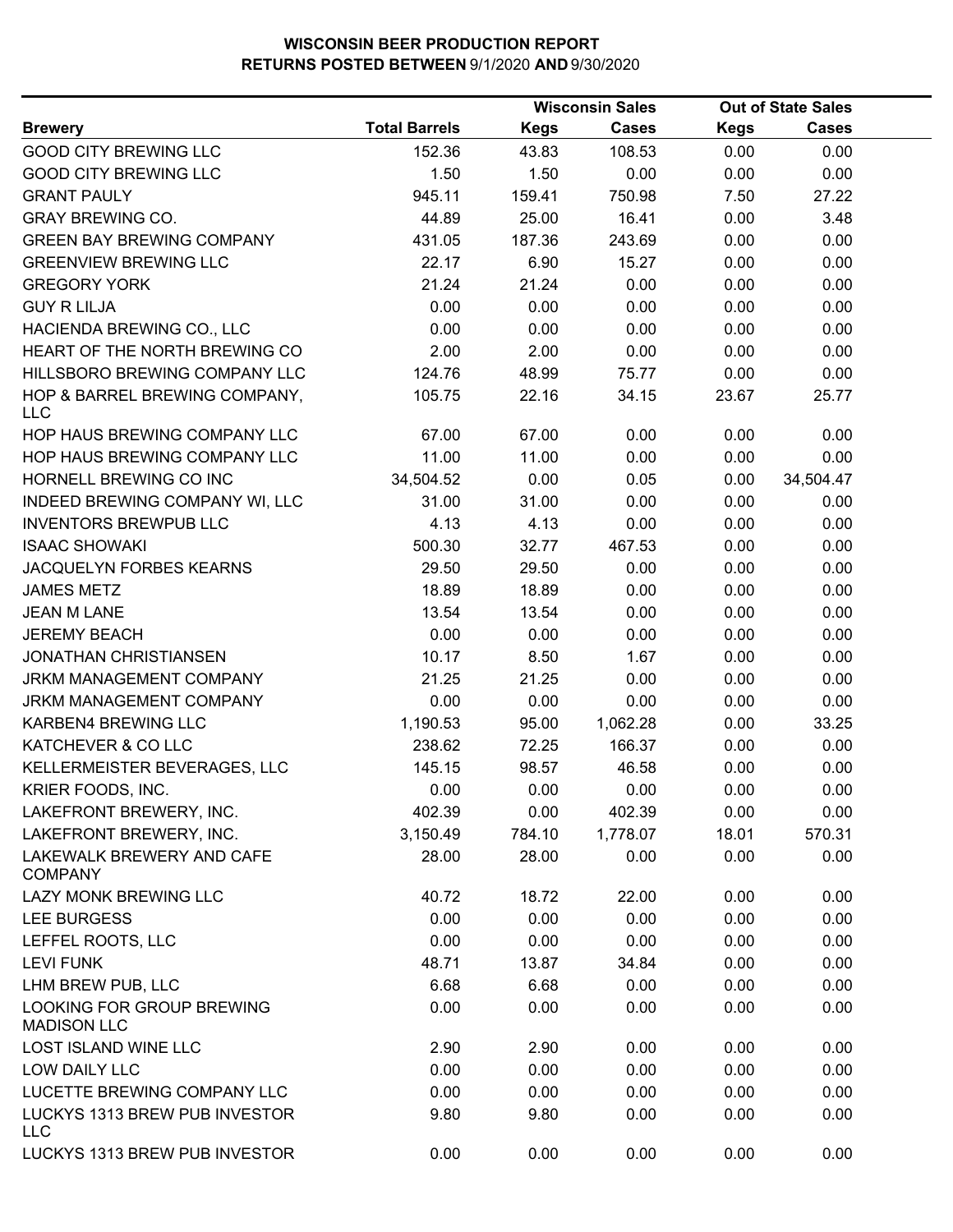# WISCONSIN BEER PRODUCTION REPORT
## RETURNS POSTED BETWEEN 9/1/2020 AND 9/30/2020

| Brewery | Total Barrels | Wisconsin Sales | | Out of State Sales | |
|---|---|---|---|---|---|
| | | Kegs | Cases | Kegs | Cases |
| GOOD CITY BREWING LLC | 152.36 | 43.83 | 108.53 | 0.00 | 0.00 |
| GOOD CITY BREWING LLC | 1.50 | 1.50 | 0.00 | 0.00 | 0.00 |
| GRANT PAULY | 945.11 | 159.41 | 750.98 | 7.50 | 27.22 |
| GRAY BREWING CO. | 44.89 | 25.00 | 16.41 | 0.00 | 3.48 |
| GREEN BAY BREWING COMPANY | 431.05 | 187.36 | 243.69 | 0.00 | 0.00 |
| GREENVIEW BREWING LLC | 22.17 | 6.90 | 15.27 | 0.00 | 0.00 |
| GREGORY YORK | 21.24 | 21.24 | 0.00 | 0.00 | 0.00 |
| GUY R LILJA | 0.00 | 0.00 | 0.00 | 0.00 | 0.00 |
| HACIENDA BREWING CO., LLC | 0.00 | 0.00 | 0.00 | 0.00 | 0.00 |
| HEART OF THE NORTH BREWING CO | 2.00 | 2.00 | 0.00 | 0.00 | 0.00 |
| HILLSBORO BREWING COMPANY LLC | 124.76 | 48.99 | 75.77 | 0.00 | 0.00 |
| HOP & BARREL BREWING COMPANY, LLC | 105.75 | 22.16 | 34.15 | 23.67 | 25.77 |
| HOP HAUS BREWING COMPANY LLC | 67.00 | 67.00 | 0.00 | 0.00 | 0.00 |
| HOP HAUS BREWING COMPANY LLC | 11.00 | 11.00 | 0.00 | 0.00 | 0.00 |
| HORNELL BREWING CO INC | 34,504.52 | 0.00 | 0.05 | 0.00 | 34,504.47 |
| INDEED BREWING COMPANY WI, LLC | 31.00 | 31.00 | 0.00 | 0.00 | 0.00 |
| INVENTORS BREWPUB LLC | 4.13 | 4.13 | 0.00 | 0.00 | 0.00 |
| ISAAC SHOWAKI | 500.30 | 32.77 | 467.53 | 0.00 | 0.00 |
| JACQUELYN FORBES KEARNS | 29.50 | 29.50 | 0.00 | 0.00 | 0.00 |
| JAMES METZ | 18.89 | 18.89 | 0.00 | 0.00 | 0.00 |
| JEAN M LANE | 13.54 | 13.54 | 0.00 | 0.00 | 0.00 |
| JEREMY BEACH | 0.00 | 0.00 | 0.00 | 0.00 | 0.00 |
| JONATHAN CHRISTIANSEN | 10.17 | 8.50 | 1.67 | 0.00 | 0.00 |
| JRKM MANAGEMENT COMPANY | 21.25 | 21.25 | 0.00 | 0.00 | 0.00 |
| JRKM MANAGEMENT COMPANY | 0.00 | 0.00 | 0.00 | 0.00 | 0.00 |
| KARBEN4 BREWING LLC | 1,190.53 | 95.00 | 1,062.28 | 0.00 | 33.25 |
| KATCHEVER & CO LLC | 238.62 | 72.25 | 166.37 | 0.00 | 0.00 |
| KELLERMEISTER BEVERAGES, LLC | 145.15 | 98.57 | 46.58 | 0.00 | 0.00 |
| KRIER FOODS, INC. | 0.00 | 0.00 | 0.00 | 0.00 | 0.00 |
| LAKEFRONT BREWERY, INC. | 402.39 | 0.00 | 402.39 | 0.00 | 0.00 |
| LAKEFRONT BREWERY, INC. | 3,150.49 | 784.10 | 1,778.07 | 18.01 | 570.31 |
| LAKEWALK BREWERY AND CAFE COMPANY | 28.00 | 28.00 | 0.00 | 0.00 | 0.00 |
| LAZY MONK BREWING LLC | 40.72 | 18.72 | 22.00 | 0.00 | 0.00 |
| LEE BURGESS | 0.00 | 0.00 | 0.00 | 0.00 | 0.00 |
| LEFFEL ROOTS, LLC | 0.00 | 0.00 | 0.00 | 0.00 | 0.00 |
| LEVI FUNK | 48.71 | 13.87 | 34.84 | 0.00 | 0.00 |
| LHM BREW PUB, LLC | 6.68 | 6.68 | 0.00 | 0.00 | 0.00 |
| LOOKING FOR GROUP BREWING MADISON LLC | 0.00 | 0.00 | 0.00 | 0.00 | 0.00 |
| LOST ISLAND WINE LLC | 2.90 | 2.90 | 0.00 | 0.00 | 0.00 |
| LOW DAILY LLC | 0.00 | 0.00 | 0.00 | 0.00 | 0.00 |
| LUCETTE BREWING COMPANY LLC | 0.00 | 0.00 | 0.00 | 0.00 | 0.00 |
| LUCKYS 1313 BREW PUB INVESTOR LLC | 9.80 | 9.80 | 0.00 | 0.00 | 0.00 |
| LUCKYS 1313 BREW PUB INVESTOR | 0.00 | 0.00 | 0.00 | 0.00 | 0.00 |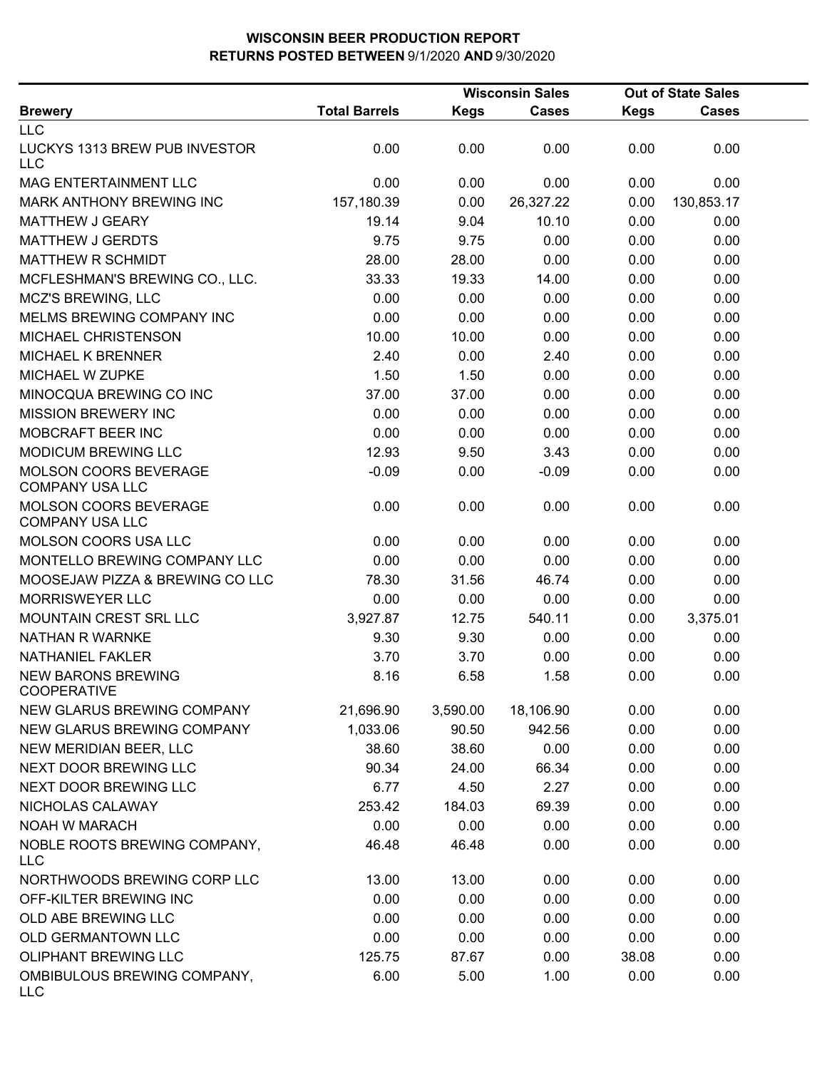# WISCONSIN BEER PRODUCTION REPORT
## RETURNS POSTED BETWEEN 9/1/2020 AND 9/30/2020

| Brewery | Total Barrels | Wisconsin Sales Kegs | Wisconsin Sales Cases | Out of State Sales Kegs | Out of State Sales Cases |
|---|---|---|---|---|---|
| LLC | | | | | |
| LUCKYS 1313 BREW PUB INVESTOR LLC | 0.00 | 0.00 | 0.00 | 0.00 | 0.00 |
| MAG ENTERTAINMENT LLC | 0.00 | 0.00 | 0.00 | 0.00 | 0.00 |
| MARK ANTHONY BREWING INC | 157,180.39 | 0.00 | 26,327.22 | 0.00 | 130,853.17 |
| MATTHEW J GEARY | 19.14 | 9.04 | 10.10 | 0.00 | 0.00 |
| MATTHEW J GERDTS | 9.75 | 9.75 | 0.00 | 0.00 | 0.00 |
| MATTHEW R SCHMIDT | 28.00 | 28.00 | 0.00 | 0.00 | 0.00 |
| MCFLESHMAN'S BREWING CO., LLC. | 33.33 | 19.33 | 14.00 | 0.00 | 0.00 |
| MCZ'S BREWING, LLC | 0.00 | 0.00 | 0.00 | 0.00 | 0.00 |
| MELMS BREWING COMPANY INC | 0.00 | 0.00 | 0.00 | 0.00 | 0.00 |
| MICHAEL CHRISTENSON | 10.00 | 10.00 | 0.00 | 0.00 | 0.00 |
| MICHAEL K BRENNER | 2.40 | 0.00 | 2.40 | 0.00 | 0.00 |
| MICHAEL W ZUPKE | 1.50 | 1.50 | 0.00 | 0.00 | 0.00 |
| MINOCQUA BREWING CO INC | 37.00 | 37.00 | 0.00 | 0.00 | 0.00 |
| MISSION BREWERY INC | 0.00 | 0.00 | 0.00 | 0.00 | 0.00 |
| MOBCRAFT BEER INC | 0.00 | 0.00 | 0.00 | 0.00 | 0.00 |
| MODICUM BREWING LLC | 12.93 | 9.50 | 3.43 | 0.00 | 0.00 |
| MOLSON COORS BEVERAGE COMPANY USA LLC | -0.09 | 0.00 | -0.09 | 0.00 | 0.00 |
| MOLSON COORS BEVERAGE COMPANY USA LLC | 0.00 | 0.00 | 0.00 | 0.00 | 0.00 |
| MOLSON COORS USA LLC | 0.00 | 0.00 | 0.00 | 0.00 | 0.00 |
| MONTELLO BREWING COMPANY LLC | 0.00 | 0.00 | 0.00 | 0.00 | 0.00 |
| MOOSEJAW PIZZA & BREWING CO LLC | 78.30 | 31.56 | 46.74 | 0.00 | 0.00 |
| MORRISWEYER LLC | 0.00 | 0.00 | 0.00 | 0.00 | 0.00 |
| MOUNTAIN CREST SRL LLC | 3,927.87 | 12.75 | 540.11 | 0.00 | 3,375.01 |
| NATHAN R WARNKE | 9.30 | 9.30 | 0.00 | 0.00 | 0.00 |
| NATHANIEL FAKLER | 3.70 | 3.70 | 0.00 | 0.00 | 0.00 |
| NEW BARONS BREWING COOPERATIVE | 8.16 | 6.58 | 1.58 | 0.00 | 0.00 |
| NEW GLARUS BREWING COMPANY | 21,696.90 | 3,590.00 | 18,106.90 | 0.00 | 0.00 |
| NEW GLARUS BREWING COMPANY | 1,033.06 | 90.50 | 942.56 | 0.00 | 0.00 |
| NEW MERIDIAN BEER, LLC | 38.60 | 38.60 | 0.00 | 0.00 | 0.00 |
| NEXT DOOR BREWING LLC | 90.34 | 24.00 | 66.34 | 0.00 | 0.00 |
| NEXT DOOR BREWING LLC | 6.77 | 4.50 | 2.27 | 0.00 | 0.00 |
| NICHOLAS CALAWAY | 253.42 | 184.03 | 69.39 | 0.00 | 0.00 |
| NOAH W MARACH | 0.00 | 0.00 | 0.00 | 0.00 | 0.00 |
| NOBLE ROOTS BREWING COMPANY, LLC | 46.48 | 46.48 | 0.00 | 0.00 | 0.00 |
| NORTHWOODS BREWING CORP LLC | 13.00 | 13.00 | 0.00 | 0.00 | 0.00 |
| OFF-KILTER BREWING INC | 0.00 | 0.00 | 0.00 | 0.00 | 0.00 |
| OLD ABE BREWING LLC | 0.00 | 0.00 | 0.00 | 0.00 | 0.00 |
| OLD GERMANTOWN LLC | 0.00 | 0.00 | 0.00 | 0.00 | 0.00 |
| OLIPHANT BREWING LLC | 125.75 | 87.67 | 0.00 | 38.08 | 0.00 |
| OMBIBULOUS BREWING COMPANY, LLC | 6.00 | 5.00 | 1.00 | 0.00 | 0.00 |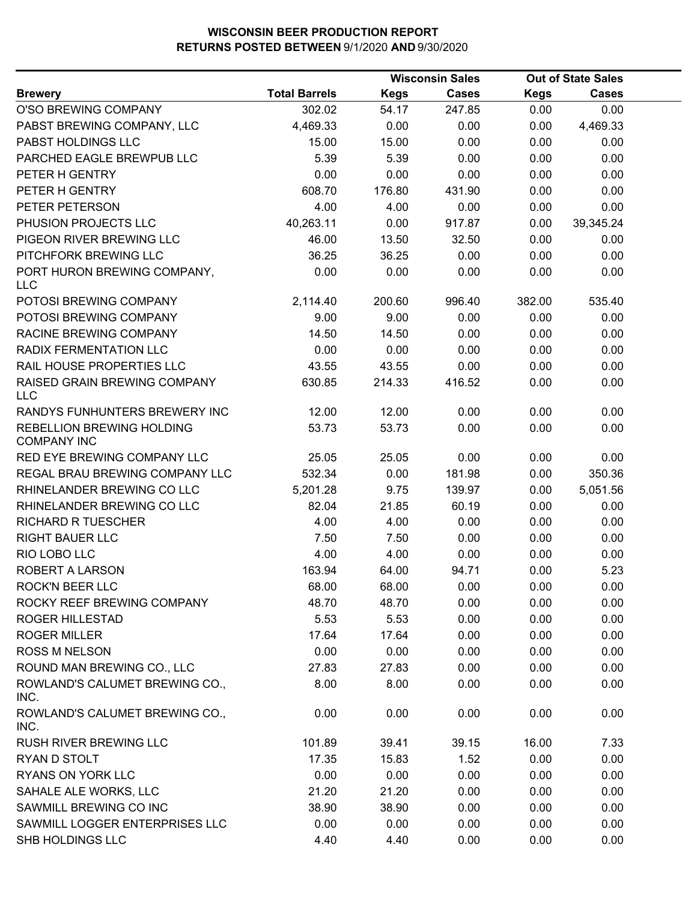# WISCONSIN BEER PRODUCTION REPORT
## RETURNS POSTED BETWEEN 9/1/2020 AND 9/30/2020

| Brewery | Total Barrels | Wisconsin Sales | | Out of State Sales | |
|---|---|---|---|---|---|
| | | Kegs | Cases | Kegs | Cases |
| O'SO BREWING COMPANY | 302.02 | 54.17 | 247.85 | 0.00 | 0.00 |
| PABST BREWING COMPANY, LLC | 4,469.33 | 0.00 | 0.00 | 0.00 | 4,469.33 |
| PABST HOLDINGS LLC | 15.00 | 15.00 | 0.00 | 0.00 | 0.00 |
| PARCHED EAGLE BREWPUB LLC | 5.39 | 5.39 | 0.00 | 0.00 | 0.00 |
| PETER H GENTRY | 0.00 | 0.00 | 0.00 | 0.00 | 0.00 |
| PETER H GENTRY | 608.70 | 176.80 | 431.90 | 0.00 | 0.00 |
| PETER PETERSON | 4.00 | 4.00 | 0.00 | 0.00 | 0.00 |
| PHUSION PROJECTS LLC | 40,263.11 | 0.00 | 917.87 | 0.00 | 39,345.24 |
| PIGEON RIVER BREWING LLC | 46.00 | 13.50 | 32.50 | 0.00 | 0.00 |
| PITCHFORK BREWING LLC | 36.25 | 36.25 | 0.00 | 0.00 | 0.00 |
| PORT HURON BREWING COMPANY, LLC | 0.00 | 0.00 | 0.00 | 0.00 | 0.00 |
| POTOSI BREWING COMPANY | 2,114.40 | 200.60 | 996.40 | 382.00 | 535.40 |
| POTOSI BREWING COMPANY | 9.00 | 9.00 | 0.00 | 0.00 | 0.00 |
| RACINE BREWING COMPANY | 14.50 | 14.50 | 0.00 | 0.00 | 0.00 |
| RADIX FERMENTATION LLC | 0.00 | 0.00 | 0.00 | 0.00 | 0.00 |
| RAIL HOUSE PROPERTIES LLC | 43.55 | 43.55 | 0.00 | 0.00 | 0.00 |
| RAISED GRAIN BREWING COMPANY LLC | 630.85 | 214.33 | 416.52 | 0.00 | 0.00 |
| RANDYS FUNHUNTERS BREWERY INC | 12.00 | 12.00 | 0.00 | 0.00 | 0.00 |
| REBELLION BREWING HOLDING COMPANY INC | 53.73 | 53.73 | 0.00 | 0.00 | 0.00 |
| RED EYE BREWING COMPANY LLC | 25.05 | 25.05 | 0.00 | 0.00 | 0.00 |
| REGAL BRAU BREWING COMPANY LLC | 532.34 | 0.00 | 181.98 | 0.00 | 350.36 |
| RHINELANDER BREWING CO LLC | 5,201.28 | 9.75 | 139.97 | 0.00 | 5,051.56 |
| RHINELANDER BREWING CO LLC | 82.04 | 21.85 | 60.19 | 0.00 | 0.00 |
| RICHARD R TUESCHER | 4.00 | 4.00 | 0.00 | 0.00 | 0.00 |
| RIGHT BAUER LLC | 7.50 | 7.50 | 0.00 | 0.00 | 0.00 |
| RIO LOBO LLC | 4.00 | 4.00 | 0.00 | 0.00 | 0.00 |
| ROBERT A LARSON | 163.94 | 64.00 | 94.71 | 0.00 | 5.23 |
| ROCK'N BEER LLC | 68.00 | 68.00 | 0.00 | 0.00 | 0.00 |
| ROCKY REEF BREWING COMPANY | 48.70 | 48.70 | 0.00 | 0.00 | 0.00 |
| ROGER HILLESTAD | 5.53 | 5.53 | 0.00 | 0.00 | 0.00 |
| ROGER MILLER | 17.64 | 17.64 | 0.00 | 0.00 | 0.00 |
| ROSS M NELSON | 0.00 | 0.00 | 0.00 | 0.00 | 0.00 |
| ROUND MAN BREWING CO., LLC | 27.83 | 27.83 | 0.00 | 0.00 | 0.00 |
| ROWLAND'S CALUMET BREWING CO., INC. | 8.00 | 8.00 | 0.00 | 0.00 | 0.00 |
| ROWLAND'S CALUMET BREWING CO., INC. | 0.00 | 0.00 | 0.00 | 0.00 | 0.00 |
| RUSH RIVER BREWING LLC | 101.89 | 39.41 | 39.15 | 16.00 | 7.33 |
| RYAN D STOLT | 17.35 | 15.83 | 1.52 | 0.00 | 0.00 |
| RYANS ON YORK LLC | 0.00 | 0.00 | 0.00 | 0.00 | 0.00 |
| SAHALE ALE WORKS, LLC | 21.20 | 21.20 | 0.00 | 0.00 | 0.00 |
| SAWMILL BREWING CO INC | 38.90 | 38.90 | 0.00 | 0.00 | 0.00 |
| SAWMILL LOGGER ENTERPRISES LLC | 0.00 | 0.00 | 0.00 | 0.00 | 0.00 |
| SHB HOLDINGS LLC | 4.40 | 4.40 | 0.00 | 0.00 | 0.00 |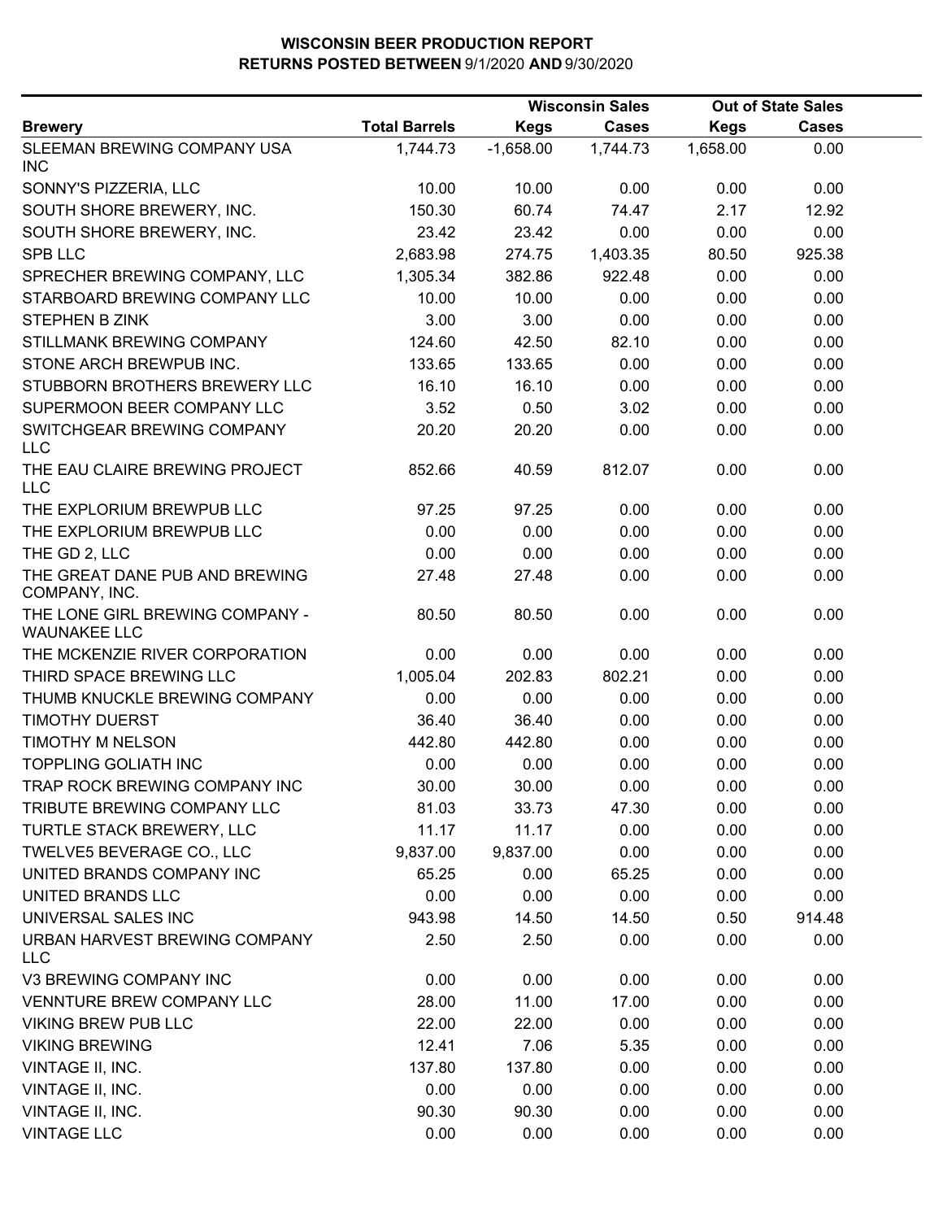# WISCONSIN BEER PRODUCTION REPORT

## RETURNS POSTED BETWEEN 9/1/2020 AND 9/30/2020

| Brewery | Total Barrels | Wisconsin Sales | | Out of State Sales | |
|---|---|---|---|---|---|
| | | Kegs | Cases | Kegs | Cases |
| SLEEMAN BREWING COMPANY USA INC | 1,744.73 | -1,658.00 | 1,744.73 | 1,658.00 | 0.00 |
| SONNY'S PIZZERIA, LLC | 10.00 | 10.00 | 0.00 | 0.00 | 0.00 |
| SOUTH SHORE BREWERY, INC. | 150.30 | 60.74 | 74.47 | 2.17 | 12.92 |
| SOUTH SHORE BREWERY, INC. | 23.42 | 23.42 | 0.00 | 0.00 | 0.00 |
| SPB LLC | 2,683.98 | 274.75 | 1,403.35 | 80.50 | 925.38 |
| SPRECHER BREWING COMPANY, LLC | 1,305.34 | 382.86 | 922.48 | 0.00 | 0.00 |
| STARBOARD BREWING COMPANY LLC | 10.00 | 10.00 | 0.00 | 0.00 | 0.00 |
| STEPHEN B ZINK | 3.00 | 3.00 | 0.00 | 0.00 | 0.00 |
| STILLMANK BREWING COMPANY | 124.60 | 42.50 | 82.10 | 0.00 | 0.00 |
| STONE ARCH BREWPUB INC. | 133.65 | 133.65 | 0.00 | 0.00 | 0.00 |
| STUBBORN BROTHERS BREWERY LLC | 16.10 | 16.10 | 0.00 | 0.00 | 0.00 |
| SUPERMOON BEER COMPANY LLC | 3.52 | 0.50 | 3.02 | 0.00 | 0.00 |
| SWITCHGEAR BREWING COMPANY LLC | 20.20 | 20.20 | 0.00 | 0.00 | 0.00 |
| THE EAU CLAIRE BREWING PROJECT LLC | 852.66 | 40.59 | 812.07 | 0.00 | 0.00 |
| THE EXPLORIUM BREWPUB LLC | 97.25 | 97.25 | 0.00 | 0.00 | 0.00 |
| THE EXPLORIUM BREWPUB LLC | 0.00 | 0.00 | 0.00 | 0.00 | 0.00 |
| THE GD 2, LLC | 0.00 | 0.00 | 0.00 | 0.00 | 0.00 |
| THE GREAT DANE PUB AND BREWING COMPANY, INC. | 27.48 | 27.48 | 0.00 | 0.00 | 0.00 |
| THE LONE GIRL BREWING COMPANY - WAUNAKEE LLC | 80.50 | 80.50 | 0.00 | 0.00 | 0.00 |
| THE MCKENZIE RIVER CORPORATION | 0.00 | 0.00 | 0.00 | 0.00 | 0.00 |
| THIRD SPACE BREWING LLC | 1,005.04 | 202.83 | 802.21 | 0.00 | 0.00 |
| THUMB KNUCKLE BREWING COMPANY | 0.00 | 0.00 | 0.00 | 0.00 | 0.00 |
| TIMOTHY DUERST | 36.40 | 36.40 | 0.00 | 0.00 | 0.00 |
| TIMOTHY M NELSON | 442.80 | 442.80 | 0.00 | 0.00 | 0.00 |
| TOPPLING GOLIATH INC | 0.00 | 0.00 | 0.00 | 0.00 | 0.00 |
| TRAP ROCK BREWING COMPANY INC | 30.00 | 30.00 | 0.00 | 0.00 | 0.00 |
| TRIBUTE BREWING COMPANY LLC | 81.03 | 33.73 | 47.30 | 0.00 | 0.00 |
| TURTLE STACK BREWERY, LLC | 11.17 | 11.17 | 0.00 | 0.00 | 0.00 |
| TWELVE5 BEVERAGE CO., LLC | 9,837.00 | 9,837.00 | 0.00 | 0.00 | 0.00 |
| UNITED BRANDS COMPANY INC | 65.25 | 0.00 | 65.25 | 0.00 | 0.00 |
| UNITED BRANDS LLC | 0.00 | 0.00 | 0.00 | 0.00 | 0.00 |
| UNIVERSAL SALES INC | 943.98 | 14.50 | 14.50 | 0.50 | 914.48 |
| URBAN HARVEST BREWING COMPANY LLC | 2.50 | 2.50 | 0.00 | 0.00 | 0.00 |
| V3 BREWING COMPANY INC | 0.00 | 0.00 | 0.00 | 0.00 | 0.00 |
| VENNTURE BREW COMPANY LLC | 28.00 | 11.00 | 17.00 | 0.00 | 0.00 |
| VIKING BREW PUB LLC | 22.00 | 22.00 | 0.00 | 0.00 | 0.00 |
| VIKING BREWING | 12.41 | 7.06 | 5.35 | 0.00 | 0.00 |
| VINTAGE II, INC. | 137.80 | 137.80 | 0.00 | 0.00 | 0.00 |
| VINTAGE II, INC. | 0.00 | 0.00 | 0.00 | 0.00 | 0.00 |
| VINTAGE II, INC. | 90.30 | 90.30 | 0.00 | 0.00 | 0.00 |
| VINTAGE LLC | 0.00 | 0.00 | 0.00 | 0.00 | 0.00 |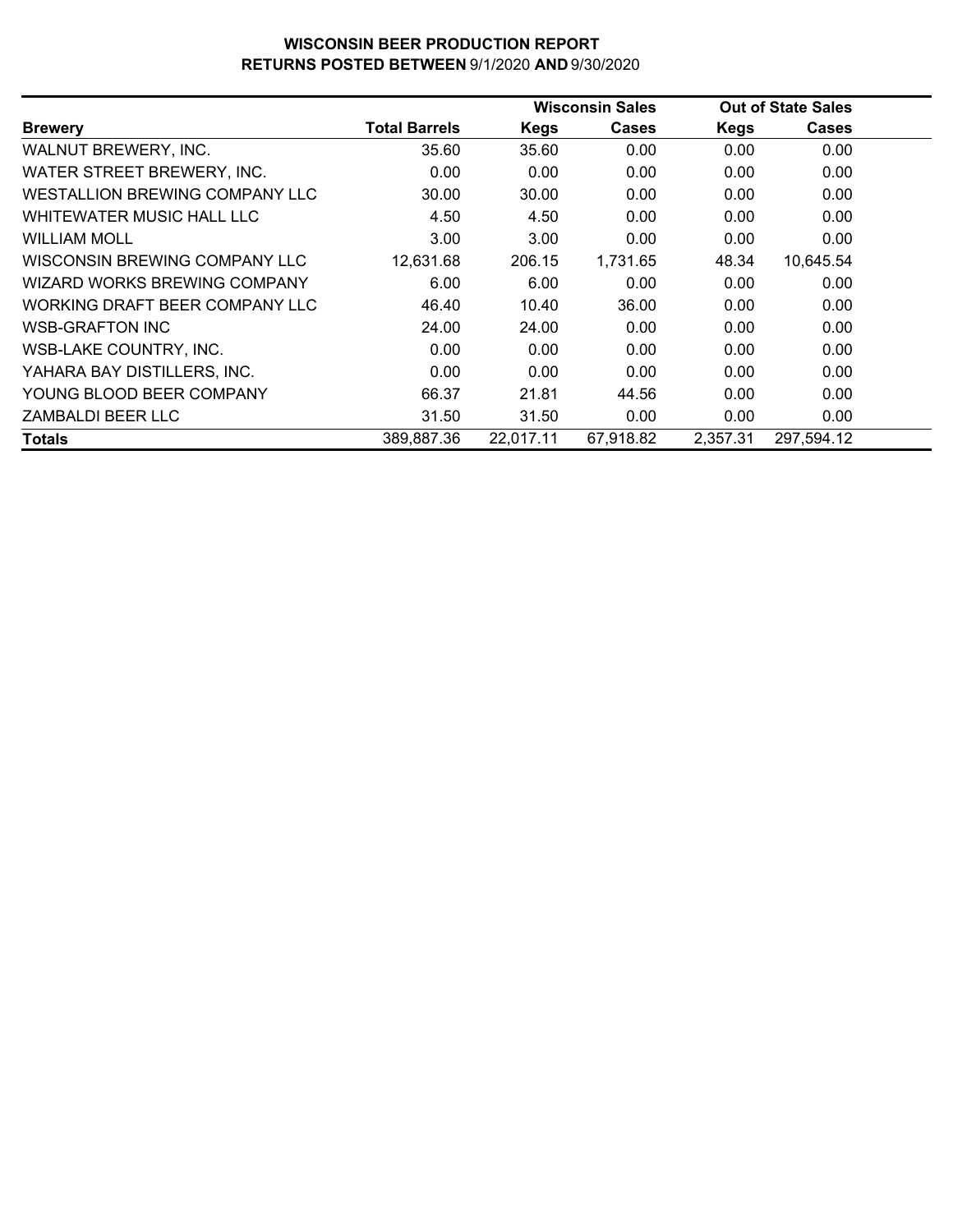**WISCONSIN BEER PRODUCTION REPORT**
**RETURNS POSTED BETWEEN** 9/1/2020 **AND** 9/30/2020

| | | Wisconsin Sales | | Out of State Sales | |
|---|---|---|---|---|---|
| **Brewery** | **Total Barrels** | **Kegs** | **Cases** | **Kegs** | **Cases** |
| WALNUT BREWERY, INC. | 35.60 | 35.60 | 0.00 | 0.00 | 0.00 |
| WATER STREET BREWERY, INC. | 0.00 | 0.00 | 0.00 | 0.00 | 0.00 |
| WESTALLION BREWING COMPANY LLC | 30.00 | 30.00 | 0.00 | 0.00 | 0.00 |
| WHITEWATER MUSIC HALL LLC | 4.50 | 4.50 | 0.00 | 0.00 | 0.00 |
| WILLIAM MOLL | 3.00 | 3.00 | 0.00 | 0.00 | 0.00 |
| WISCONSIN BREWING COMPANY LLC | 12,631.68 | 206.15 | 1,731.65 | 48.34 | 10,645.54 |
| WIZARD WORKS BREWING COMPANY | 6.00 | 6.00 | 0.00 | 0.00 | 0.00 |
| WORKING DRAFT BEER COMPANY LLC | 46.40 | 10.40 | 36.00 | 0.00 | 0.00 |
| WSB-GRAFTON INC | 24.00 | 24.00 | 0.00 | 0.00 | 0.00 |
| WSB-LAKE COUNTRY, INC. | 0.00 | 0.00 | 0.00 | 0.00 | 0.00 |
| YAHARA BAY DISTILLERS, INC. | 0.00 | 0.00 | 0.00 | 0.00 | 0.00 |
| YOUNG BLOOD BEER COMPANY | 66.37 | 21.81 | 44.56 | 0.00 | 0.00 |
| ZAMBALDI BEER LLC | 31.50 | 31.50 | 0.00 | 0.00 | 0.00 |
| **Totals** | 389,887.36 | 22,017.11 | 67,918.82 | 2,357.31 | 297,594.12 |